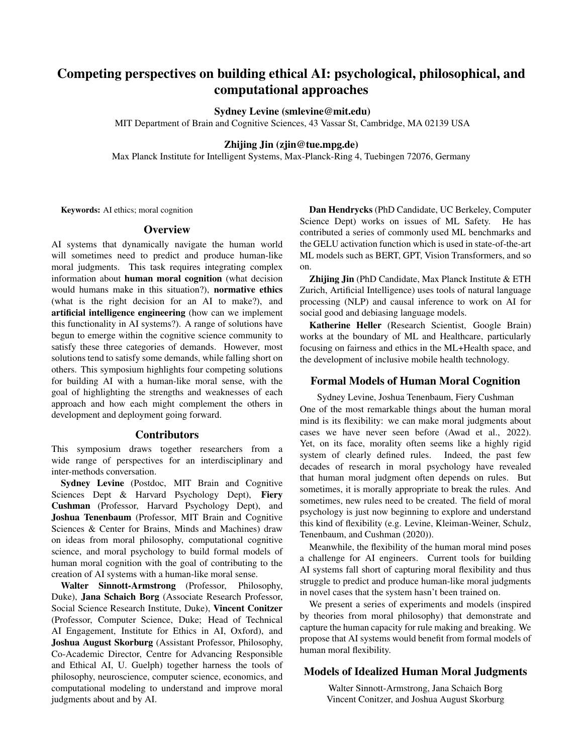# Competing perspectives on building ethical AI: psychological, philosophical, and computational approaches

**Sydney Levine (smlevine@mit.edu)**
MIT Department of Brain and Cognitive Sciences, 43 Vassar St, Cambridge, MA 02139 USA

**Zhijing Jin (zjin@tue.mpg.de)**
Max Planck Institute for Intelligent Systems, Max-Planck-Ring 4, Tuebingen 72076, Germany

**Keywords:** AI ethics; moral cognition

## Overview

AI systems that dynamically navigate the human world will sometimes need to predict and produce human-like moral judgments. This task requires integrating complex information about **human moral cognition** (what decision would humans make in this situation?), **normative ethics** (what is the right decision for an AI to make?), and **artificial intelligence engineering** (how can we implement this functionality in AI systems?). A range of solutions have begun to emerge within the cognitive science community to satisfy these three categories of demands. However, most solutions tend to satisfy some demands, while falling short on others. This symposium highlights four competing solutions for building AI with a human-like moral sense, with the goal of highlighting the strengths and weaknesses of each approach and how each might complement the others in development and deployment going forward.

## Contributors

This symposium draws together researchers from a wide range of perspectives for an interdisciplinary and inter-methods conversation.

**Sydney Levine** (Postdoc, MIT Brain and Cognitive Sciences Dept & Harvard Psychology Dept), **Fiery Cushman** (Professor, Harvard Psychology Dept), and **Joshua Tenenbaum** (Professor, MIT Brain and Cognitive Sciences & Center for Brains, Minds and Machines) draw on ideas from moral philosophy, computational cognitive science, and moral psychology to build formal models of human moral cognition with the goal of contributing to the creation of AI systems with a human-like moral sense.

**Walter Sinnott-Armstrong** (Professor, Philosophy, Duke), **Jana Schaich Borg** (Associate Research Professor, Social Science Research Institute, Duke), **Vincent Conitzer** (Professor, Computer Science, Duke; Head of Technical AI Engagement, Institute for Ethics in AI, Oxford), and **Joshua August Skorburg** (Assistant Professor, Philosophy, Co-Academic Director, Centre for Advancing Responsible and Ethical AI, U. Guelph) together harness the tools of philosophy, neuroscience, computer science, economics, and computational modeling to understand and improve moral judgments about and by AI.

**Dan Hendrycks** (PhD Candidate, UC Berkeley, Computer Science Dept) works on issues of ML Safety. He has contributed a series of commonly used ML benchmarks and the GELU activation function which is used in state-of-the-art ML models such as BERT, GPT, Vision Transformers, and so on.

**Zhijing Jin** (PhD Candidate, Max Planck Institute & ETH Zurich, Artificial Intelligence) uses tools of natural language processing (NLP) and causal inference to work on AI for social good and debiasing language models.

**Katherine Heller** (Research Scientist, Google Brain) works at the boundary of ML and Healthcare, particularly focusing on fairness and ethics in the ML+Health space, and the development of inclusive mobile health technology.

## Formal Models of Human Moral Cognition

Sydney Levine, Joshua Tenenbaum, Fiery Cushman

One of the most remarkable things about the human moral mind is its flexibility: we can make moral judgments about cases we have never seen before (Awad et al., 2022). Yet, on its face, morality often seems like a highly rigid system of clearly defined rules. Indeed, the past few decades of research in moral psychology have revealed that human moral judgment often depends on rules. But sometimes, it is morally appropriate to break the rules. And sometimes, new rules need to be created. The field of moral psychology is just now beginning to explore and understand this kind of flexibility (e.g. Levine, Kleiman-Weiner, Schulz, Tenenbaum, and Cushman (2020)).

Meanwhile, the flexibility of the human moral mind poses a challenge for AI engineers. Current tools for building AI systems fall short of capturing moral flexibility and thus struggle to predict and produce human-like moral judgments in novel cases that the system hasn't been trained on.

We present a series of experiments and models (inspired by theories from moral philosophy) that demonstrate and capture the human capacity for rule making and breaking. We propose that AI systems would benefit from formal models of human moral flexibility.

## Models of Idealized Human Moral Judgments

Walter Sinnott-Armstrong, Jana Schaich Borg
Vincent Conitzer, and Joshua August Skorburg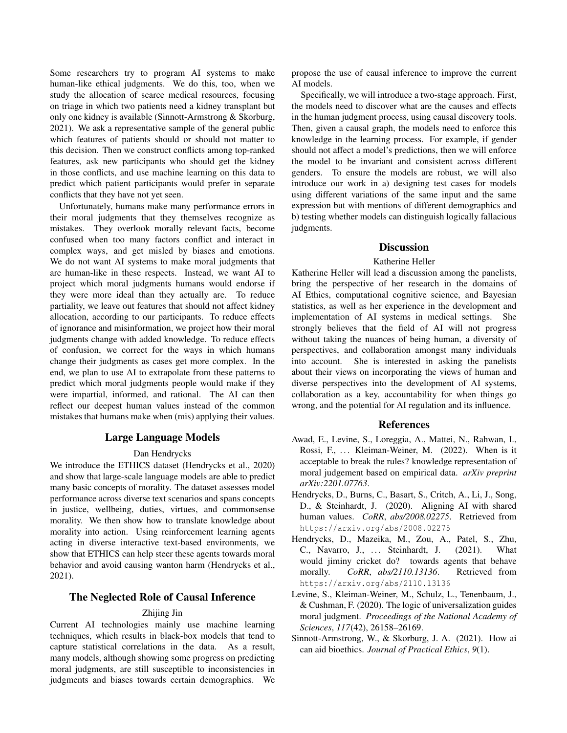Some researchers try to program AI systems to make human-like ethical judgments. We do this, too, when we study the allocation of scarce medical resources, focusing on triage in which two patients need a kidney transplant but only one kidney is available (Sinnott-Armstrong & Skorburg, 2021). We ask a representative sample of the general public which features of patients should or should not matter to this decision. Then we construct conflicts among top-ranked features, ask new participants who should get the kidney in those conflicts, and use machine learning on this data to predict which patient participants would prefer in separate conflicts that they have not yet seen.

Unfortunately, humans make many performance errors in their moral judgments that they themselves recognize as mistakes. They overlook morally relevant facts, become confused when too many factors conflict and interact in complex ways, and get misled by biases and emotions. We do not want AI systems to make moral judgments that are human-like in these respects. Instead, we want AI to project which moral judgments humans would endorse if they were more ideal than they actually are. To reduce partiality, we leave out features that should not affect kidney allocation, according to our participants. To reduce effects of ignorance and misinformation, we project how their moral judgments change with added knowledge. To reduce effects of confusion, we correct for the ways in which humans change their judgments as cases get more complex. In the end, we plan to use AI to extrapolate from these patterns to predict which moral judgments people would make if they were impartial, informed, and rational. The AI can then reflect our deepest human values instead of the common mistakes that humans make when (mis) applying their values.

## Large Language Models

Dan Hendrycks

We introduce the ETHICS dataset (Hendrycks et al., 2020) and show that large-scale language models are able to predict many basic concepts of morality. The dataset assesses model performance across diverse text scenarios and spans concepts in justice, wellbeing, duties, virtues, and commonsense morality. We then show how to translate knowledge about morality into action. Using reinforcement learning agents acting in diverse interactive text-based environments, we show that ETHICS can help steer these agents towards moral behavior and avoid causing wanton harm (Hendrycks et al., 2021).

## The Neglected Role of Causal Inference

Zhijing Jin

Current AI technologies mainly use machine learning techniques, which results in black-box models that tend to capture statistical correlations in the data. As a result, many models, although showing some progress on predicting moral judgments, are still susceptible to inconsistencies in judgments and biases towards certain demographics. We propose the use of causal inference to improve the current AI models.

Specifically, we will introduce a two-stage approach. First, the models need to discover what are the causes and effects in the human judgment process, using causal discovery tools. Then, given a causal graph, the models need to enforce this knowledge in the learning process. For example, if gender should not affect a model's predictions, then we will enforce the model to be invariant and consistent across different genders. To ensure the models are robust, we will also introduce our work in a) designing test cases for models using different variations of the same input and the same expression but with mentions of different demographics and b) testing whether models can distinguish logically fallacious judgments.

## Discussion

Katherine Heller

Katherine Heller will lead a discussion among the panelists, bring the perspective of her research in the domains of AI Ethics, computational cognitive science, and Bayesian statistics, as well as her experience in the development and implementation of AI systems in medical settings. She strongly believes that the field of AI will not progress without taking the nuances of being human, a diversity of perspectives, and collaboration amongst many individuals into account. She is interested in asking the panelists about their views on incorporating the views of human and diverse perspectives into the development of AI systems, collaboration as a key, accountability for when things go wrong, and the potential for AI regulation and its influence.

## References

Awad, E., Levine, S., Loreggia, A., Mattei, N., Rahwan, I., Rossi, F., ... Kleiman-Weiner, M. (2022). When is it acceptable to break the rules? knowledge representation of moral judgement based on empirical data. *arXiv preprint arXiv:2201.07763*.

Hendrycks, D., Burns, C., Basart, S., Critch, A., Li, J., Song, D., & Steinhardt, J. (2020). Aligning AI with shared human values. *CoRR*, *abs/2008.02275*. Retrieved from https://arxiv.org/abs/2008.02275

Hendrycks, D., Mazeika, M., Zou, A., Patel, S., Zhu, C., Navarro, J., ... Steinhardt, J. (2021). What would jiminy cricket do? towards agents that behave morally. *CoRR*, *abs/2110.13136*. Retrieved from https://arxiv.org/abs/2110.13136

Levine, S., Kleiman-Weiner, M., Schulz, L., Tenenbaum, J., & Cushman, F. (2020). The logic of universalization guides moral judgment. *Proceedings of the National Academy of Sciences*, *117*(42), 26158–26169.

Sinnott-Armstrong, W., & Skorburg, J. A. (2021). How ai can aid bioethics. *Journal of Practical Ethics*, *9*(1).